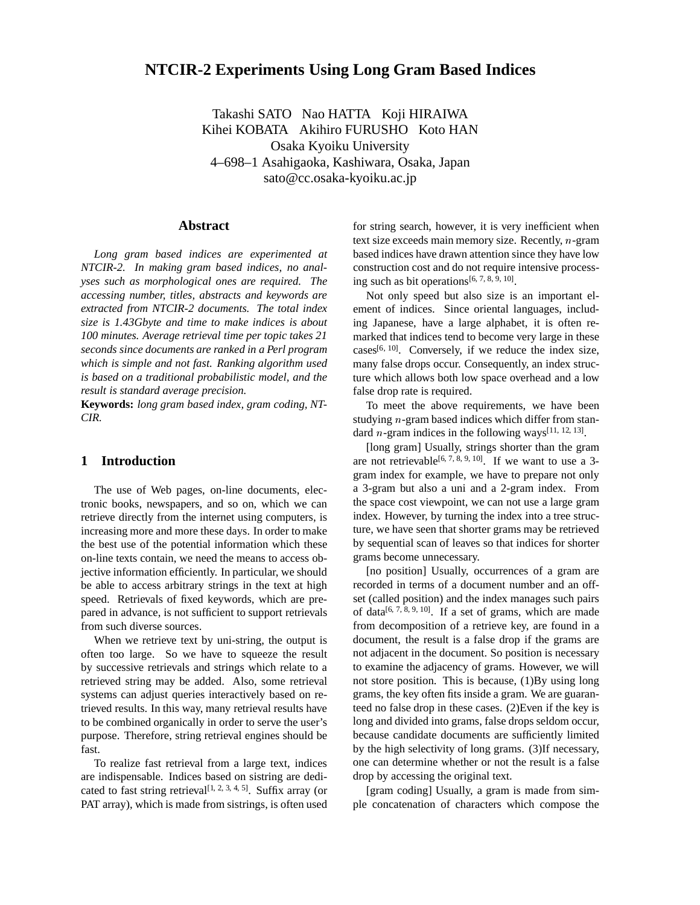# NTCIR-2 Experiments Using Long Gram Based Indices

Takashi SATO  Nao HATTA  Koji HIRAIWA
Kihei KOBATA  Akihiro FURUSHO  Koto HAN
Osaka Kyoiku University
4–698–1 Asahigaoka, Kashiwara, Osaka, Japan
sato@cc.osaka-kyoiku.ac.jp

## Abstract

*Long gram based indices are experimented at NTCIR-2. In making gram based indices, no analyses such as morphological ones are required. The accessing number, titles, abstracts and keywords are extracted from NTCIR-2 documents. The total index size is 1.43Gbyte and time to make indices is about 100 minutes. Average retrieval time per topic takes 21 seconds since documents are ranked in a Perl program which is simple and not fast. Ranking algorithm used is based on a traditional probabilistic model, and the result is standard average precision.*

**Keywords:** *long gram based index, gram coding, NTCIR.*

## 1 Introduction

The use of Web pages, on-line documents, electronic books, newspapers, and so on, which we can retrieve directly from the internet using computers, is increasing more and more these days. In order to make the best use of the potential information which these on-line texts contain, we need the means to access objective information efficiently. In particular, we should be able to access arbitrary strings in the text at high speed. Retrievals of fixed keywords, which are prepared in advance, is not sufficient to support retrievals from such diverse sources.

When we retrieve text by uni-string, the output is often too large. So we have to squeeze the result by successive retrievals and strings which relate to a retrieved string may be added. Also, some retrieval systems can adjust queries interactively based on retrieved results. In this way, many retrieval results have to be combined organically in order to serve the user's purpose. Therefore, string retrieval engines should be fast.

To realize fast retrieval from a large text, indices are indispensable. Indices based on sistring are dedicated to fast string retrieval[1, 2, 3, 4, 5]. Suffix array (or PAT array), which is made from sistrings, is often used for string search, however, it is very inefficient when text size exceeds main memory size. Recently, $n$-gram based indices have drawn attention since they have low construction cost and do not require intensive processing such as bit operations[6, 7, 8, 9, 10].

Not only speed but also size is an important element of indices. Since oriental languages, including Japanese, have a large alphabet, it is often remarked that indices tend to become very large in these cases[6, 10]. Conversely, if we reduce the index size, many false drops occur. Consequently, an index structure which allows both low space overhead and a low false drop rate is required.

To meet the above requirements, we have been studying $n$-gram based indices which differ from standard $n$-gram indices in the following ways[11, 12, 13].

[long gram] Usually, strings shorter than the gram are not retrievable[6, 7, 8, 9, 10]. If we want to use a 3-gram index for example, we have to prepare not only a 3-gram but also a uni and a 2-gram index. From the space cost viewpoint, we can not use a large gram index. However, by turning the index into a tree structure, we have seen that shorter grams may be retrieved by sequential scan of leaves so that indices for shorter grams become unnecessary.

[no position] Usually, occurrences of a gram are recorded in terms of a document number and an offset (called position) and the index manages such pairs of data[6, 7, 8, 9, 10]. If a set of grams, which are made from decomposition of a retrieve key, are found in a document, the result is a false drop if the grams are not adjacent in the document. So position is necessary to examine the adjacency of grams. However, we will not store position. This is because, (1)By using long grams, the key often fits inside a gram. We are guaranteed no false drop in these cases. (2)Even if the key is long and divided into grams, false drops seldom occur, because candidate documents are sufficiently limited by the high selectivity of long grams. (3)If necessary, one can determine whether or not the result is a false drop by accessing the original text.

[gram coding] Usually, a gram is made from simple concatenation of characters which compose the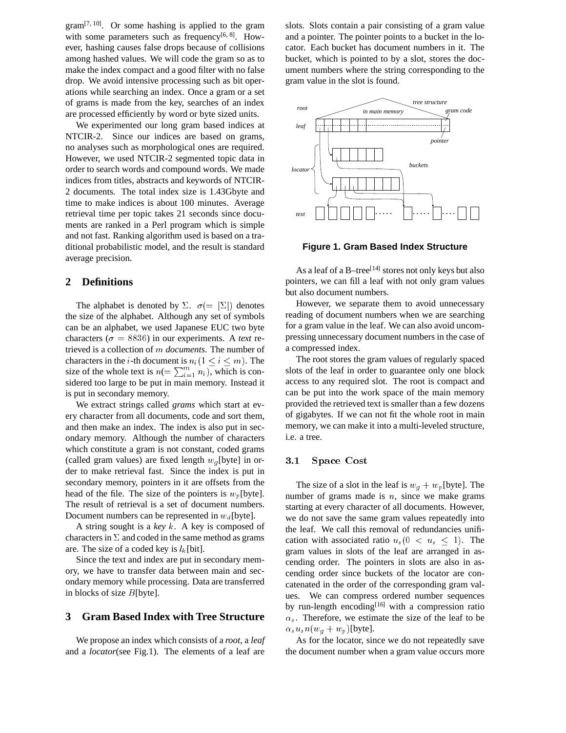gram[7, 10]. Or some hashing is applied to the gram with some parameters such as frequency[6, 8]. However, hashing causes false drops because of collisions among hashed values. We will code the gram so as to make the index compact and a good filter with no false drop. We avoid intensive processing such as bit operations while searching an index. Once a gram or a set of grams is made from the key, searches of an index are processed efficiently by word or byte sized units.

We experimented our long gram based indices at NTCIR-2. Since our indices are based on grams, no analyses such as morphological ones are required. However, we used NTCIR-2 segmented topic data in order to search words and compound words. We made indices from titles, abstracts and keywords of NTCIR-2 documents. The total index size is 1.43Gbyte and time to make indices is about 100 minutes. Average retrieval time per topic takes 21 seconds since documents are ranked in a Perl program which is simple and not fast. Ranking algorithm used is based on a traditional probabilistic model, and the result is standard average precision.

## 2 Definitions

The alphabet is denoted by $\Sigma$. $\sigma(= |\Sigma|)$ denotes the size of the alphabet. Although any set of symbols can be an alphabet, we used Japanese EUC two byte characters ($\sigma = 8836$) in our experiments. A *text* retrieved is a collection of $m$ *documents*. The number of characters in the $i$-th document is $n_i (1 \leq i \leq m)$. The size of the whole text is $n(= \sum_{i=1}^{m} n_i)$, which is considered too large to be put in main memory. Instead it is put in secondary memory.

We extract strings called *grams* which start at every character from all documents, code and sort them, and then make an index. The index is also put in secondary memory. Although the number of characters which constitute a gram is not constant, coded grams (called gram values) are fixed length $w_g$[byte] in order to make retrieval fast. Since the index is put in secondary memory, pointers in it are offsets from the head of the file. The size of the pointers is $w_p$[byte]. The result of retrieval is a set of document numbers. Document numbers can be represented in $w_d$[byte].

A string sought is a *key* $k$. A key is composed of characters in $\Sigma$ and coded in the same method as grams are. The size of a coded key is $l_k$[bit].

Since the text and index are put in secondary memory, we have to transfer data between main and secondary memory while processing. Data are transferred in blocks of size $B$[byte].

## 3 Gram Based Index with Tree Structure

We propose an index which consists of a *root*, a *leaf* and a *locator*(see Fig.1). The elements of a leaf are slots. Slots contain a pair consisting of a gram value and a pointer. The pointer points to a bucket in the locator. Each bucket has document numbers in it. The bucket, which is pointed to by a slot, stores the document numbers where the string corresponding to the gram value in the slot is found.

**Figure 1. Gram Based Index Structure**

As a leaf of a B–tree[14] stores not only keys but also pointers, we can fill a leaf with not only gram values but also document numbers.

However, we separate them to avoid unnecessary reading of document numbers when we are searching for a gram value in the leaf. We can also avoid uncompressing unnecessary document numbers in the case of a compressed index.

The root stores the gram values of regularly spaced slots of the leaf in order to guarantee only one block access to any required slot. The root is compact and can be put into the work space of the main memory provided the retrieved text is smaller than a few dozens of gigabytes. If we can not fit the whole root in main memory, we can make it into a multi-leveled structure, i.e. a tree.

### 3.1 Space Cost

The size of a slot in the leaf is $w_g + w_p$[byte]. The number of grams made is $n$, since we make grams starting at every character of all documents. However, we do not save the same gram values repeatedly into the leaf. We call this removal of redundancies unification with associated ratio $u_s (0 < u_s \leq 1)$. The gram values in slots of the leaf are arranged in ascending order. The pointers in slots are also in ascending order since buckets of the locator are concatenated in the order of the corresponding gram values. We can compress ordered number sequences by run-length encoding[16] with a compression ratio $\alpha_s$. Therefore, we estimate the size of the leaf to be $\alpha_s u_s n (w_g + w_p)$[byte].

As for the locator, since we do not repeatedly save the document number when a gram value occurs more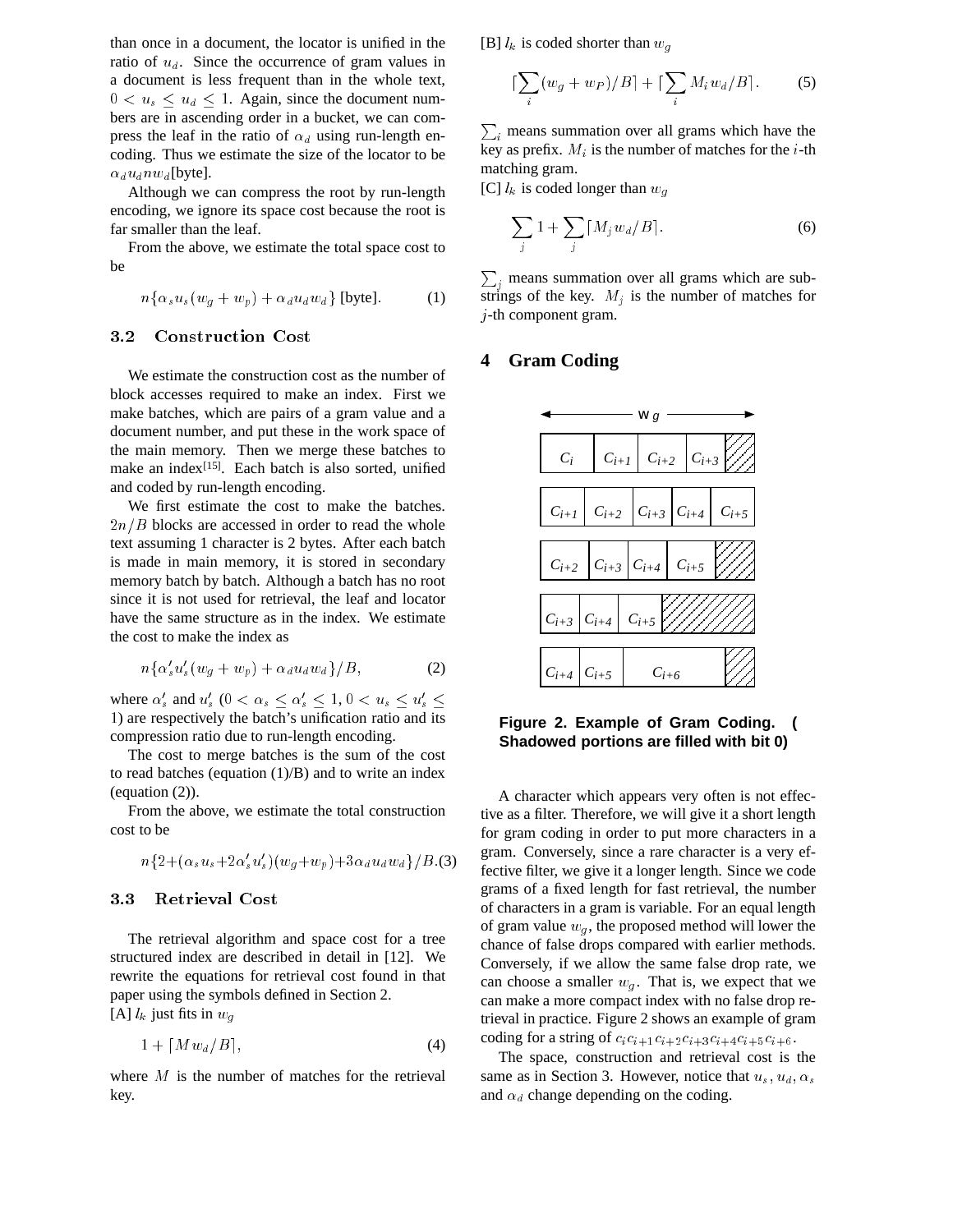than once in a document, the locator is unified in the ratio of $u_d$. Since the occurrence of gram values in a document is less frequent than in the whole text, $0 < u_s \leq u_d \leq 1$. Again, since the document numbers are in ascending order in a bucket, we can compress the leaf in the ratio of $\alpha_d$ using run-length encoding. Thus we estimate the size of the locator to be $\alpha_d u_d n w_d$[byte].

Although we can compress the root by run-length encoding, we ignore its space cost because the root is far smaller than the leaf.

From the above, we estimate the total space cost to be

$$n\{\alpha_s u_s (w_g + w_p) + \alpha_d u_d w_d\} \text{ [byte]}. \quad (1)$$

### 3.2 Construction Cost

We estimate the construction cost as the number of block accesses required to make an index. First we make batches, which are pairs of a gram value and a document number, and put these in the work space of the main memory. Then we merge these batches to make an index[15]. Each batch is also sorted, unified and coded by run-length encoding.

We first estimate the cost to make the batches. $2n/B$ blocks are accessed in order to read the whole text assuming 1 character is 2 bytes. After each batch is made in main memory, it is stored in secondary memory batch by batch. Although a batch has no root since it is not used for retrieval, the leaf and locator have the same structure as in the index. We estimate the cost to make the index as

$$n\{\alpha'_s u'_s (w_g + w_p) + \alpha_d u_d w_d\}/B, \quad (2)$$

where $\alpha'_s$ and $u'_s$ ($0 < \alpha_s \leq \alpha'_s \leq 1, 0 < u_s \leq u'_s \leq 1$) are respectively the batch's unification ratio and its compression ratio due to run-length encoding.

The cost to merge batches is the sum of the cost to read batches (equation (1)/B) and to write an index (equation (2)).

From the above, we estimate the total construction cost to be

$$n\{2 + (\alpha_s u_s + 2\alpha'_s u'_s)(w_g + w_p) + 3\alpha_d u_d w_d\}/B. (3)$$

### 3.3 Retrieval Cost

The retrieval algorithm and space cost for a tree structured index are described in detail in [12]. We rewrite the equations for retrieval cost found in that paper using the symbols defined in Section 2.

[A] $l_k$ just fits in $w_g$

$$1 + \lceil M w_d / B \rceil, \quad (4)$$

where $M$ is the number of matches for the retrieval key.

[B] $l_k$ is coded shorter than $w_g$

$$\lceil \sum_i (w_g + w_P)/B \rceil + \lceil \sum_i M_i w_d / B \rceil. \quad (5)$$

$\sum_i$ means summation over all grams which have the key as prefix. $M_i$ is the number of matches for the $i$-th matching gram.

[C] $l_k$ is coded longer than $w_g$

$$\sum_j 1 + \sum_j \lceil M_j w_d / B \rceil. \quad (6)$$

$\sum_j$ means summation over all grams which are substrings of the key. $M_j$ is the number of matches for $j$-th component gram.

## 4 Gram Coding

**Figure 2. Example of Gram Coding. ( Shadowed portions are filled with bit 0)**

A character which appears very often is not effective as a filter. Therefore, we will give it a short length for gram coding in order to put more characters in a gram. Conversely, since a rare character is a very effective filter, we give it a longer length. Since we code grams of a fixed length for fast retrieval, the number of characters in a gram is variable. For an equal length of gram value $w_g$, the proposed method will lower the chance of false drops compared with earlier methods. Conversely, if we allow the same false drop rate, we can choose a smaller $w_g$. That is, we expect that we can make a more compact index with no false drop retrieval in practice. Figure 2 shows an example of gram coding for a string of $c_i c_{i+1} c_{i+2} c_{i+3} c_{i+4} c_{i+5} c_{i+6}$.

The space, construction and retrieval cost is the same as in Section 3. However, notice that $u_s$, $u_d$, $\alpha_s$ and $\alpha_d$ change depending on the coding.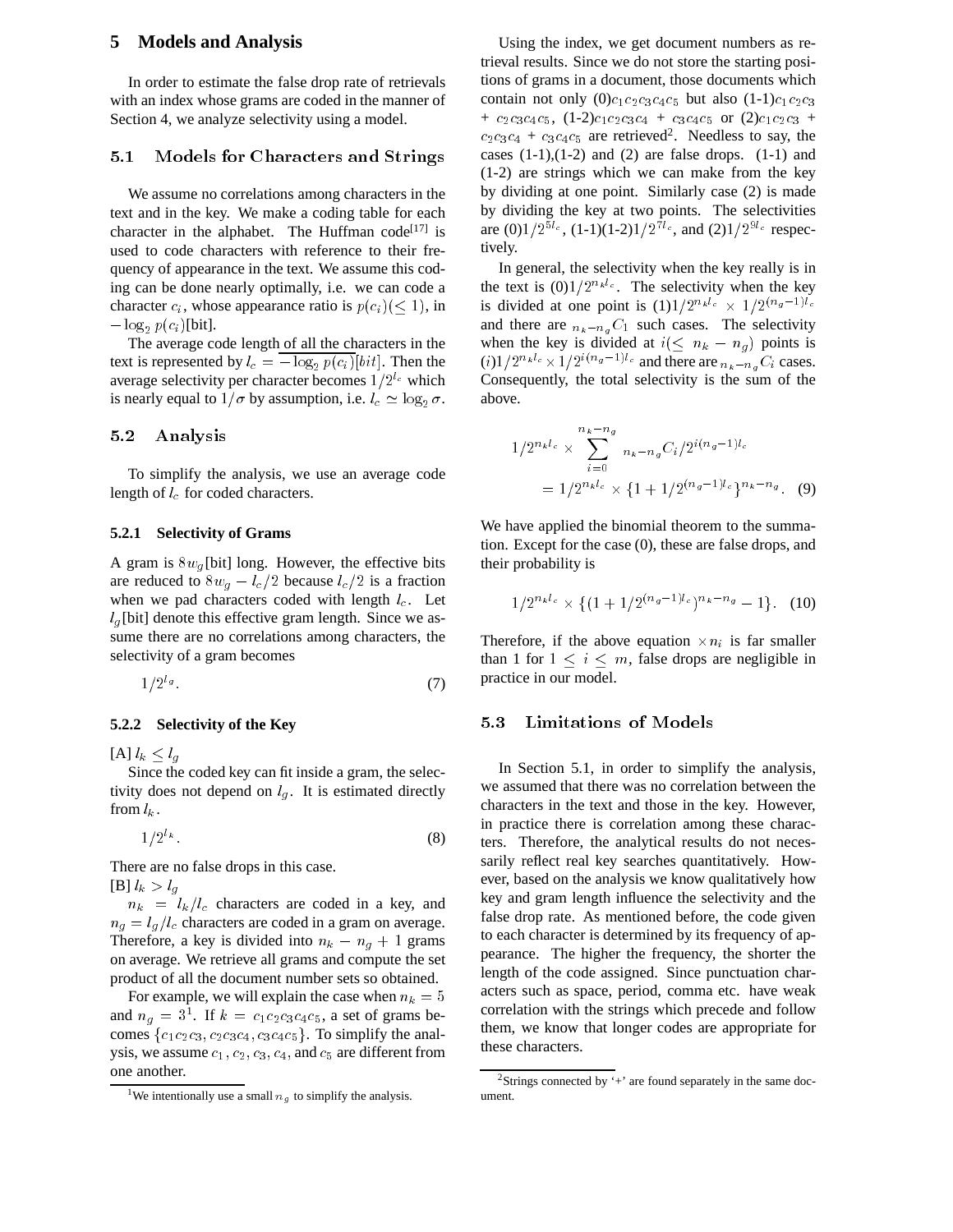## 5 Models and Analysis

In order to estimate the false drop rate of retrievals with an index whose grams are coded in the manner of Section 4, we analyze selectivity using a model.

### 5.1 Models for Characters and Strings

We assume no correlations among characters in the text and in the key. We make a coding table for each character in the alphabet. The Huffman code[17] is used to code characters with reference to their frequency of appearance in the text. We assume this coding can be done nearly optimally, i.e. we can code a character $c_i$, whose appearance ratio is $p(c_i)(\leq 1)$, in $-\log_2 p(c_i)$[bit].

The average code length of all the characters in the text is represented by $l_c = \overline{-\log_2 p(c_i)}[bit]$. Then the average selectivity per character becomes $1/2^{l_c}$ which is nearly equal to $1/\sigma$ by assumption, i.e. $l_c \simeq \log_2 \sigma$.

### 5.2 Analysis

To simplify the analysis, we use an average code length of $l_c$ for coded characters.

#### 5.2.1 Selectivity of Grams

A gram is $8w_g$[bit] long. However, the effective bits are reduced to $8w_g - l_c/2$ because $l_c/2$ is a fraction when we pad characters coded with length $l_c$. Let $l_g$[bit] denote this effective gram length. Since we assume there are no correlations among characters, the selectivity of a gram becomes

$$1/2^{l_g}. \tag{7}$$

#### 5.2.2 Selectivity of the Key

[A] $l_k \leq l_g$

Since the coded key can fit inside a gram, the selectivity does not depend on $l_g$. It is estimated directly from $l_k$.

$$1/2^{l_k}. \tag{8}$$

There are no false drops in this case.

[B] $l_k > l_g$

$n_k = l_k/l_c$ characters are coded in a key, and $n_g = l_g/l_c$ characters are coded in a gram on average. Therefore, a key is divided into $n_k - n_g + 1$ grams on average. We retrieve all grams and compute the set product of all the document number sets so obtained.

For example, we will explain the case when $n_k = 5$ and $n_g = 3$[1]. If $k = c_1c_2c_3c_4c_5$, a set of grams becomes $\{c_1c_2c_3, c_2c_3c_4, c_3c_4c_5\}$. To simplify the analysis, we assume $c_1, c_2, c_3, c_4$, and $c_5$ are different from one another.

Using the index, we get document numbers as retrieval results. Since we do not store the starting positions of grams in a document, those documents which contain not only (0)$c_1c_2c_3c_4c_5$ but also (1-1)$c_1c_2c_3$ + $c_2c_3c_4c_5$, (1-2)$c_1c_2c_3c_4$ + $c_3c_4c_5$ or (2)$c_1c_2c_3$ + $c_2c_3c_4$ + $c_3c_4c_5$ are retrieved[2]. Needless to say, the cases (1-1),(1-2) and (2) are false drops. (1-1) and (1-2) are strings which we can make from the key by dividing at one point. Similarly case (2) is made by dividing the key at two points. The selectivities are (0)$1/2^{5l_c}$, (1-1)(1-2)$1/2^{7l_c}$, and (2)$1/2^{9l_c}$ respectively.

In general, the selectivity when the key really is in the text is (0)$1/2^{n_k l_c}$. The selectivity when the key is divided at one point is (1)$1/2^{n_k l_c} \times 1/2^{(n_g-1)l_c}$ and there are ${}_{n_k-n_g}C_1$ such cases. The selectivity when the key is divided at $i(\leq n_k - n_g)$ points is $(i)1/2^{n_k l_c} \times 1/2^{i(n_g-1)l_c}$ and there are ${}_{n_k-n_g}C_i$ cases. Consequently, the total selectivity is the sum of the above.

$$1/2^{n_k l_c} \times \sum_{i=0}^{n_k-n_g} {}_{n_k-n_g}C_i / 2^{i(n_g-1)l_c}$$
$$= 1/2^{n_k l_c} \times \{1 + 1/2^{(n_g-1)l_c}\}^{n_k-n_g}. \tag{9}$$

We have applied the binomial theorem to the summation. Except for the case (0), these are false drops, and their probability is

$$1/2^{n_k l_c} \times \{(1 + 1/2^{(n_g-1)l_c})^{n_k-n_g} - 1\}. \tag{10}$$

Therefore, if the above equation $\times n_i$ is far smaller than 1 for $1 \leq i \leq m$, false drops are negligible in practice in our model.

### 5.3 Limitations of Models

In Section 5.1, in order to simplify the analysis, we assumed that there was no correlation between the characters in the text and those in the key. However, in practice there is correlation among these characters. Therefore, the analytical results do not necessarily reflect real key searches quantitatively. However, based on the analysis we know qualitatively how key and gram length influence the selectivity and the false drop rate. As mentioned before, the code given to each character is determined by its frequency of appearance. The higher the frequency, the shorter the length of the code assigned. Since punctuation characters such as space, period, comma etc. have weak correlation with the strings which precede and follow them, we know that longer codes are appropriate for these characters.

[1] We intentionally use a small $n_g$ to simplify the analysis.

[2] Strings connected by '+' are found separately in the same document.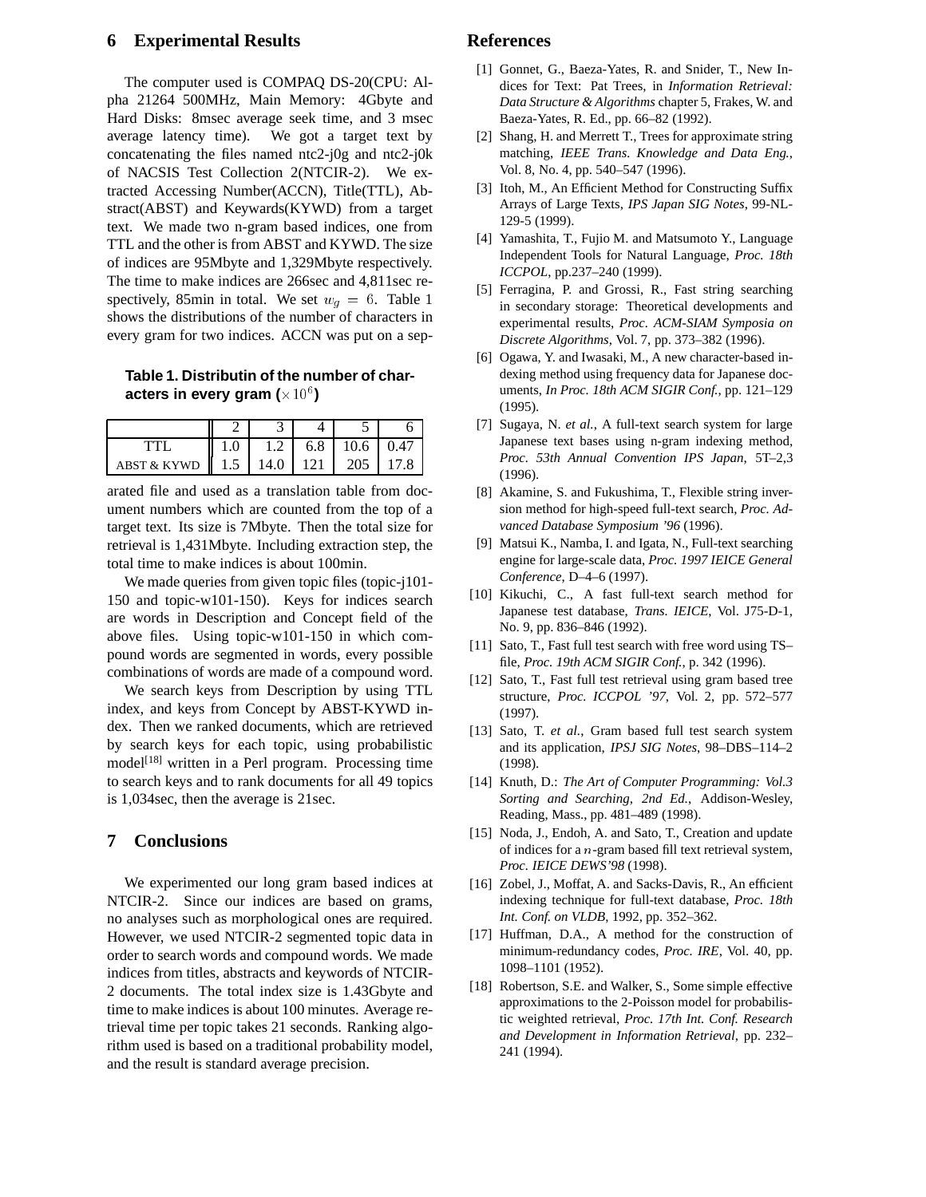## 6 Experimental Results

The computer used is COMPAQ DS-20(CPU: Alpha 21264 500MHz, Main Memory: 4Gbyte and Hard Disks: 8msec average seek time, and 3 msec average latency time). We got a target text by concatenating the files named ntc2-j0g and ntc2-j0k of NACSIS Test Collection 2(NTCIR-2). We extracted Accessing Number(ACCN), Title(TTL), Abstract(ABST) and Keywards(KYWD) from a target text. We made two n-gram based indices, one from TTL and the other is from ABST and KYWD. The size of indices are 95Mbyte and 1,329Mbyte respectively. The time to make indices are 266sec and 4,811sec respectively, 85min in total. We set $w_g = 6$. Table 1 shows the distributions of the number of characters in every gram for two indices. ACCN was put on a separated file and used as a translation table from document numbers which are counted from the top of a target text. Its size is 7Mbyte. Then the total size for retrieval is 1,431Mbyte. Including extraction step, the total time to make indices is about 100min.

**Table 1. Distributin of the number of characters in every gram ($\times 10^6$)**

| | 2 | 3 | 4 | 5 | 6 |
|---|---|---|---|---|---|
| TTL | 1.0 | 1.2 | 6.8 | 10.6 | 0.47 |
| ABST & KYWD | 1.5 | 14.0 | 121 | 205 | 17.8 |

We made queries from given topic files (topic-j101-150 and topic-w101-150). Keys for indices search are words in Description and Concept field of the above files. Using topic-w101-150 in which compound words are segmented in words, every possible combinations of words are made of a compound word.

We search keys from Description by using TTL index, and keys from Concept by ABST-KYWD index. Then we ranked documents, which are retrieved by search keys for each topic, using probabilistic model[18] written in a Perl program. Processing time to search keys and to rank documents for all 49 topics is 1,034sec, then the average is 21sec.

## 7 Conclusions

We experimented our long gram based indices at NTCIR-2. Since our indices are based on grams, no analyses such as morphological ones are required. However, we used NTCIR-2 segmented topic data in order to search words and compound words. We made indices from titles, abstracts and keywords of NTCIR-2 documents. The total index size is 1.43Gbyte and time to make indices is about 100 minutes. Average retrieval time per topic takes 21 seconds. Ranking algorithm used is based on a traditional probability model, and the result is standard average precision.

## References

[1] Gonnet, G., Baeza-Yates, R. and Snider, T., New Indices for Text: Pat Trees, in *Information Retrieval: Data Structure & Algorithms* chapter 5, Frakes, W. and Baeza-Yates, R. Ed., pp. 66–82 (1992).

[2] Shang, H. and Merrett T., Trees for approximate string matching, *IEEE Trans. Knowledge and Data Eng.*, Vol. 8, No. 4, pp. 540–547 (1996).

[3] Itoh, M., An Efficient Method for Constructing Suffix Arrays of Large Texts, *IPS Japan SIG Notes*, 99-NL-129-5 (1999).

[4] Yamashita, T., Fujio M. and Matsumoto Y., Language Independent Tools for Natural Language, *Proc. 18th ICCPOL*, pp.237–240 (1999).

[5] Ferragina, P. and Grossi, R., Fast string searching in secondary storage: Theoretical developments and experimental results, *Proc. ACM-SIAM Symposia on Discrete Algorithms*, Vol. 7, pp. 373–382 (1996).

[6] Ogawa, Y. and Iwasaki, M., A new character-based indexing method using frequency data for Japanese documents, *In Proc. 18th ACM SIGIR Conf.*, pp. 121–129 (1995).

[7] Sugaya, N. *et al.*, A full-text search system for large Japanese text bases using n-gram indexing method, *Proc. 53th Annual Convention IPS Japan*, 5T–2,3 (1996).

[8] Akamine, S. and Fukushima, T., Flexible string inversion method for high-speed full-text search, *Proc. Advanced Database Symposium '96* (1996).

[9] Matsui K., Namba, I. and Igata, N., Full-text searching engine for large-scale data, *Proc. 1997 IEICE General Conference*, D–4–6 (1997).

[10] Kikuchi, C., A fast full-text search method for Japanese test database, *Trans. IEICE*, Vol. J75-D-1, No. 9, pp. 836–846 (1992).

[11] Sato, T., Fast full test search with free word using TS–file, *Proc. 19th ACM SIGIR Conf.*, p. 342 (1996).

[12] Sato, T., Fast full test retrieval using gram based tree structure, *Proc. ICCPOL '97*, Vol. 2, pp. 572–577 (1997).

[13] Sato, T. *et al.*, Gram based full test search system and its application, *IPSJ SIG Notes*, 98–DBS–114–2 (1998).

[14] Knuth, D.: *The Art of Computer Programming: Vol.3 Sorting and Searching, 2nd Ed.*, Addison-Wesley, Reading, Mass., pp. 481–489 (1998).

[15] Noda, J., Endoh, A. and Sato, T., Creation and update of indices for a $n$-gram based fill text retrieval system, *Proc. IEICE DEWS'98* (1998).

[16] Zobel, J., Moffat, A. and Sacks-Davis, R., An efficient indexing technique for full-text database, *Proc. 18th Int. Conf. on VLDB*, 1992, pp. 352–362.

[17] Huffman, D.A., A method for the construction of minimum-redundancy codes, *Proc. IRE*, Vol. 40, pp. 1098–1101 (1952).

[18] Robertson, S.E. and Walker, S., Some simple effective approximations to the 2-Poisson model for probabilistic weighted retrieval, *Proc. 17th Int. Conf. Research and Development in Information Retrieval*, pp. 232–241 (1994).